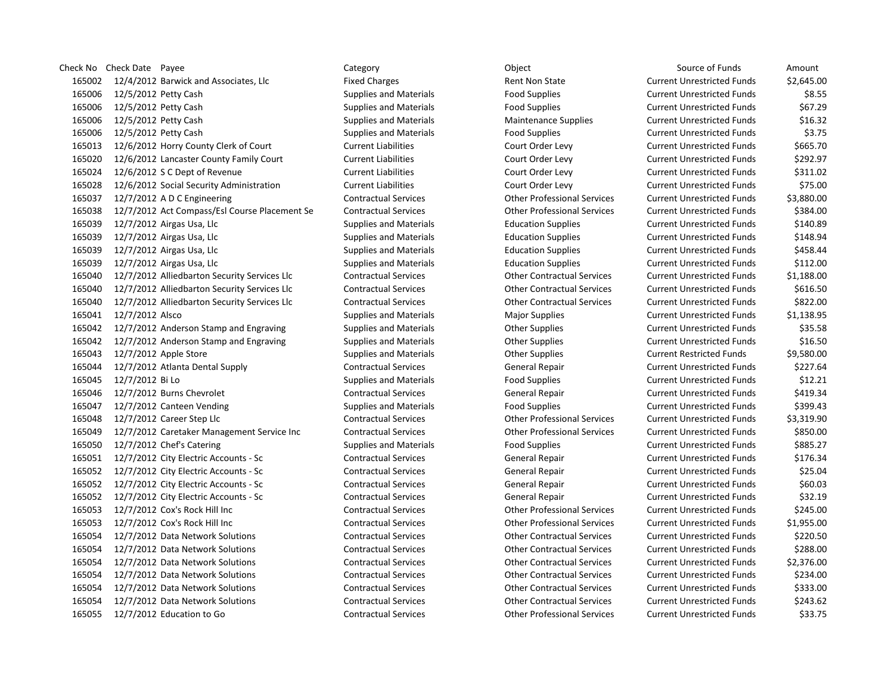| Check No | Check Date | Payee | Category | Object | Source of Funds | Amount |
|---|---|---|---|---|---|---|
| 165002 | 12/4/2012 | Barwick and Associates, Llc | Fixed Charges | Rent Non State | Current Unrestricted Funds | $2,645.00 |
| 165006 | 12/5/2012 | Petty Cash | Supplies and Materials | Food Supplies | Current Unrestricted Funds | $8.55 |
| 165006 | 12/5/2012 | Petty Cash | Supplies and Materials | Food Supplies | Current Unrestricted Funds | $67.29 |
| 165006 | 12/5/2012 | Petty Cash | Supplies and Materials | Maintenance Supplies | Current Unrestricted Funds | $16.32 |
| 165006 | 12/5/2012 | Petty Cash | Supplies and Materials | Food Supplies | Current Unrestricted Funds | $3.75 |
| 165013 | 12/6/2012 | Horry County Clerk of Court | Current Liabilities | Court Order Levy | Current Unrestricted Funds | $665.70 |
| 165020 | 12/6/2012 | Lancaster County Family Court | Current Liabilities | Court Order Levy | Current Unrestricted Funds | $292.97 |
| 165024 | 12/6/2012 | S C Dept of Revenue | Current Liabilities | Court Order Levy | Current Unrestricted Funds | $311.02 |
| 165028 | 12/6/2012 | Social Security Administration | Current Liabilities | Court Order Levy | Current Unrestricted Funds | $75.00 |
| 165037 | 12/7/2012 | A D C Engineering | Contractual Services | Other Professional Services | Current Unrestricted Funds | $3,880.00 |
| 165038 | 12/7/2012 | Act Compass/Esl Course Placement Se | Contractual Services | Other Professional Services | Current Unrestricted Funds | $384.00 |
| 165039 | 12/7/2012 | Airgas Usa, Llc | Supplies and Materials | Education Supplies | Current Unrestricted Funds | $140.89 |
| 165039 | 12/7/2012 | Airgas Usa, Llc | Supplies and Materials | Education Supplies | Current Unrestricted Funds | $148.94 |
| 165039 | 12/7/2012 | Airgas Usa, Llc | Supplies and Materials | Education Supplies | Current Unrestricted Funds | $458.44 |
| 165039 | 12/7/2012 | Airgas Usa, Llc | Supplies and Materials | Education Supplies | Current Unrestricted Funds | $112.00 |
| 165040 | 12/7/2012 | Alliedbarton Security Services Llc | Contractual Services | Other Contractual Services | Current Unrestricted Funds | $1,188.00 |
| 165040 | 12/7/2012 | Alliedbarton Security Services Llc | Contractual Services | Other Contractual Services | Current Unrestricted Funds | $616.50 |
| 165040 | 12/7/2012 | Alliedbarton Security Services Llc | Contractual Services | Other Contractual Services | Current Unrestricted Funds | $822.00 |
| 165041 | 12/7/2012 | Alsco | Supplies and Materials | Major Supplies | Current Unrestricted Funds | $1,138.95 |
| 165042 | 12/7/2012 | Anderson Stamp and Engraving | Supplies and Materials | Other Supplies | Current Unrestricted Funds | $35.58 |
| 165042 | 12/7/2012 | Anderson Stamp and Engraving | Supplies and Materials | Other Supplies | Current Unrestricted Funds | $16.50 |
| 165043 | 12/7/2012 | Apple Store | Supplies and Materials | Other Supplies | Current Restricted Funds | $9,580.00 |
| 165044 | 12/7/2012 | Atlanta Dental Supply | Contractual Services | General Repair | Current Unrestricted Funds | $227.64 |
| 165045 | 12/7/2012 | Bi Lo | Supplies and Materials | Food Supplies | Current Unrestricted Funds | $12.21 |
| 165046 | 12/7/2012 | Burns Chevrolet | Contractual Services | General Repair | Current Unrestricted Funds | $419.34 |
| 165047 | 12/7/2012 | Canteen Vending | Supplies and Materials | Food Supplies | Current Unrestricted Funds | $399.43 |
| 165048 | 12/7/2012 | Career Step Llc | Contractual Services | Other Professional Services | Current Unrestricted Funds | $3,319.90 |
| 165049 | 12/7/2012 | Caretaker Management Service Inc | Contractual Services | Other Professional Services | Current Unrestricted Funds | $850.00 |
| 165050 | 12/7/2012 | Chef's Catering | Supplies and Materials | Food Supplies | Current Unrestricted Funds | $885.27 |
| 165051 | 12/7/2012 | City Electric Accounts - Sc | Contractual Services | General Repair | Current Unrestricted Funds | $176.34 |
| 165052 | 12/7/2012 | City Electric Accounts - Sc | Contractual Services | General Repair | Current Unrestricted Funds | $25.04 |
| 165052 | 12/7/2012 | City Electric Accounts - Sc | Contractual Services | General Repair | Current Unrestricted Funds | $60.03 |
| 165052 | 12/7/2012 | City Electric Accounts - Sc | Contractual Services | General Repair | Current Unrestricted Funds | $32.19 |
| 165053 | 12/7/2012 | Cox's Rock Hill Inc | Contractual Services | Other Professional Services | Current Unrestricted Funds | $245.00 |
| 165053 | 12/7/2012 | Cox's Rock Hill Inc | Contractual Services | Other Professional Services | Current Unrestricted Funds | $1,955.00 |
| 165054 | 12/7/2012 | Data Network Solutions | Contractual Services | Other Contractual Services | Current Unrestricted Funds | $220.50 |
| 165054 | 12/7/2012 | Data Network Solutions | Contractual Services | Other Contractual Services | Current Unrestricted Funds | $288.00 |
| 165054 | 12/7/2012 | Data Network Solutions | Contractual Services | Other Contractual Services | Current Unrestricted Funds | $2,376.00 |
| 165054 | 12/7/2012 | Data Network Solutions | Contractual Services | Other Contractual Services | Current Unrestricted Funds | $234.00 |
| 165054 | 12/7/2012 | Data Network Solutions | Contractual Services | Other Contractual Services | Current Unrestricted Funds | $333.00 |
| 165054 | 12/7/2012 | Data Network Solutions | Contractual Services | Other Contractual Services | Current Unrestricted Funds | $243.62 |
| 165055 | 12/7/2012 | Education to Go | Contractual Services | Other Professional Services | Current Unrestricted Funds | $33.75 |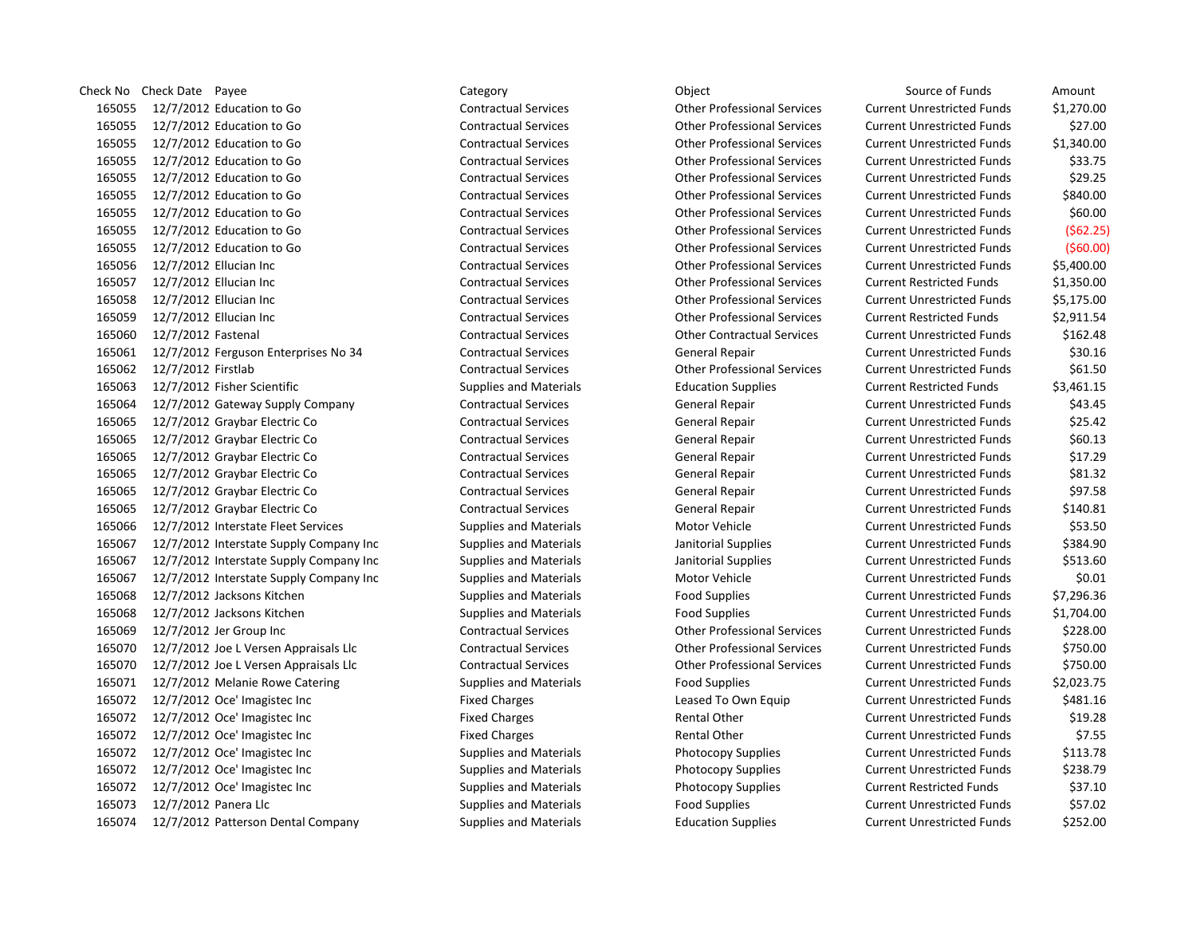| Check No | Check Date | Payee | Category | Object | Source of Funds | Amount |
|---|---|---|---|---|---|---|
| 165055 | 12/7/2012 | Education to Go | Contractual Services | Other Professional Services | Current Unrestricted Funds | $1,270.00 |
| 165055 | 12/7/2012 | Education to Go | Contractual Services | Other Professional Services | Current Unrestricted Funds | $27.00 |
| 165055 | 12/7/2012 | Education to Go | Contractual Services | Other Professional Services | Current Unrestricted Funds | $1,340.00 |
| 165055 | 12/7/2012 | Education to Go | Contractual Services | Other Professional Services | Current Unrestricted Funds | $33.75 |
| 165055 | 12/7/2012 | Education to Go | Contractual Services | Other Professional Services | Current Unrestricted Funds | $29.25 |
| 165055 | 12/7/2012 | Education to Go | Contractual Services | Other Professional Services | Current Unrestricted Funds | $840.00 |
| 165055 | 12/7/2012 | Education to Go | Contractual Services | Other Professional Services | Current Unrestricted Funds | $60.00 |
| 165055 | 12/7/2012 | Education to Go | Contractual Services | Other Professional Services | Current Unrestricted Funds | ($62.25) |
| 165055 | 12/7/2012 | Education to Go | Contractual Services | Other Professional Services | Current Unrestricted Funds | ($60.00) |
| 165056 | 12/7/2012 | Ellucian Inc | Contractual Services | Other Professional Services | Current Unrestricted Funds | $5,400.00 |
| 165057 | 12/7/2012 | Ellucian Inc | Contractual Services | Other Professional Services | Current Restricted Funds | $1,350.00 |
| 165058 | 12/7/2012 | Ellucian Inc | Contractual Services | Other Professional Services | Current Unrestricted Funds | $5,175.00 |
| 165059 | 12/7/2012 | Ellucian Inc | Contractual Services | Other Professional Services | Current Restricted Funds | $2,911.54 |
| 165060 | 12/7/2012 | Fastenal | Contractual Services | Other Contractual Services | Current Unrestricted Funds | $162.48 |
| 165061 | 12/7/2012 | Ferguson Enterprises No 34 | Contractual Services | General Repair | Current Unrestricted Funds | $30.16 |
| 165062 | 12/7/2012 | Firstlab | Contractual Services | Other Professional Services | Current Unrestricted Funds | $61.50 |
| 165063 | 12/7/2012 | Fisher Scientific | Supplies and Materials | Education Supplies | Current Restricted Funds | $3,461.15 |
| 165064 | 12/7/2012 | Gateway Supply Company | Contractual Services | General Repair | Current Unrestricted Funds | $43.45 |
| 165065 | 12/7/2012 | Graybar Electric Co | Contractual Services | General Repair | Current Unrestricted Funds | $25.42 |
| 165065 | 12/7/2012 | Graybar Electric Co | Contractual Services | General Repair | Current Unrestricted Funds | $60.13 |
| 165065 | 12/7/2012 | Graybar Electric Co | Contractual Services | General Repair | Current Unrestricted Funds | $17.29 |
| 165065 | 12/7/2012 | Graybar Electric Co | Contractual Services | General Repair | Current Unrestricted Funds | $81.32 |
| 165065 | 12/7/2012 | Graybar Electric Co | Contractual Services | General Repair | Current Unrestricted Funds | $97.58 |
| 165065 | 12/7/2012 | Graybar Electric Co | Contractual Services | General Repair | Current Unrestricted Funds | $140.81 |
| 165066 | 12/7/2012 | Interstate Fleet Services | Supplies and Materials | Motor Vehicle | Current Unrestricted Funds | $53.50 |
| 165067 | 12/7/2012 | Interstate Supply Company Inc | Supplies and Materials | Janitorial Supplies | Current Unrestricted Funds | $384.90 |
| 165067 | 12/7/2012 | Interstate Supply Company Inc | Supplies and Materials | Janitorial Supplies | Current Unrestricted Funds | $513.60 |
| 165067 | 12/7/2012 | Interstate Supply Company Inc | Supplies and Materials | Motor Vehicle | Current Unrestricted Funds | $0.01 |
| 165068 | 12/7/2012 | Jacksons Kitchen | Supplies and Materials | Food Supplies | Current Unrestricted Funds | $7,296.36 |
| 165068 | 12/7/2012 | Jacksons Kitchen | Supplies and Materials | Food Supplies | Current Unrestricted Funds | $1,704.00 |
| 165069 | 12/7/2012 | Jer Group Inc | Contractual Services | Other Professional Services | Current Unrestricted Funds | $228.00 |
| 165070 | 12/7/2012 | Joe L Versen Appraisals Llc | Contractual Services | Other Professional Services | Current Unrestricted Funds | $750.00 |
| 165070 | 12/7/2012 | Joe L Versen Appraisals Llc | Contractual Services | Other Professional Services | Current Unrestricted Funds | $750.00 |
| 165071 | 12/7/2012 | Melanie Rowe Catering | Supplies and Materials | Food Supplies | Current Unrestricted Funds | $2,023.75 |
| 165072 | 12/7/2012 | Oce' Imagistec Inc | Fixed Charges | Leased To Own Equip | Current Unrestricted Funds | $481.16 |
| 165072 | 12/7/2012 | Oce' Imagistec Inc | Fixed Charges | Rental Other | Current Unrestricted Funds | $19.28 |
| 165072 | 12/7/2012 | Oce' Imagistec Inc | Fixed Charges | Rental Other | Current Unrestricted Funds | $7.55 |
| 165072 | 12/7/2012 | Oce' Imagistec Inc | Supplies and Materials | Photocopy Supplies | Current Unrestricted Funds | $113.78 |
| 165072 | 12/7/2012 | Oce' Imagistec Inc | Supplies and Materials | Photocopy Supplies | Current Unrestricted Funds | $238.79 |
| 165072 | 12/7/2012 | Oce' Imagistec Inc | Supplies and Materials | Photocopy Supplies | Current Restricted Funds | $37.10 |
| 165073 | 12/7/2012 | Panera Llc | Supplies and Materials | Food Supplies | Current Unrestricted Funds | $57.02 |
| 165074 | 12/7/2012 | Patterson Dental Company | Supplies and Materials | Education Supplies | Current Unrestricted Funds | $252.00 |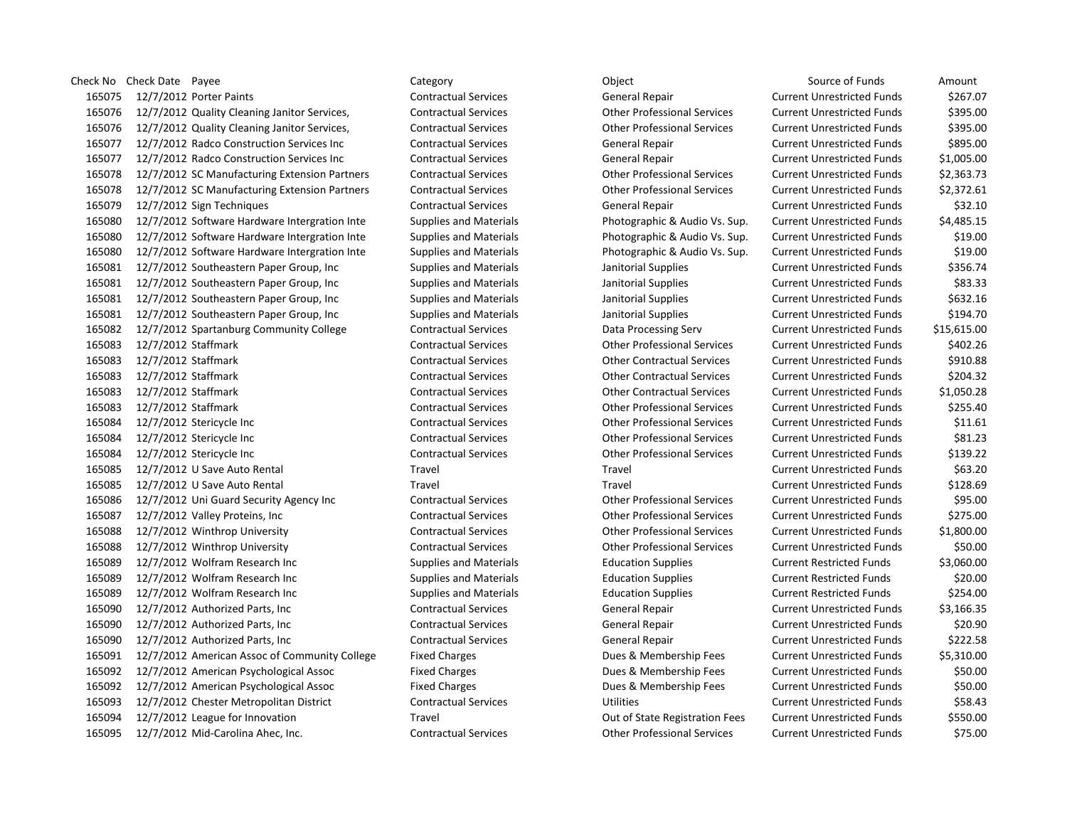| Check No | Check Date | Payee | Category | Object | Source of Funds | Amount |
|---|---|---|---|---|---|---|
| 165075 | 12/7/2012 | Porter Paints | Contractual Services | General Repair | Current Unrestricted Funds | $267.07 |
| 165076 | 12/7/2012 | Quality Cleaning Janitor Services, | Contractual Services | Other Professional Services | Current Unrestricted Funds | $395.00 |
| 165076 | 12/7/2012 | Quality Cleaning Janitor Services, | Contractual Services | Other Professional Services | Current Unrestricted Funds | $395.00 |
| 165077 | 12/7/2012 | Radco Construction Services Inc | Contractual Services | General Repair | Current Unrestricted Funds | $895.00 |
| 165077 | 12/7/2012 | Radco Construction Services Inc | Contractual Services | General Repair | Current Unrestricted Funds | $1,005.00 |
| 165078 | 12/7/2012 | SC Manufacturing Extension Partners | Contractual Services | Other Professional Services | Current Unrestricted Funds | $2,363.73 |
| 165078 | 12/7/2012 | SC Manufacturing Extension Partners | Contractual Services | Other Professional Services | Current Unrestricted Funds | $2,372.61 |
| 165079 | 12/7/2012 | Sign Techniques | Contractual Services | General Repair | Current Unrestricted Funds | $32.10 |
| 165080 | 12/7/2012 | Software Hardware Intergration Inte | Supplies and Materials | Photographic & Audio Vs. Sup. | Current Unrestricted Funds | $4,485.15 |
| 165080 | 12/7/2012 | Software Hardware Intergration Inte | Supplies and Materials | Photographic & Audio Vs. Sup. | Current Unrestricted Funds | $19.00 |
| 165080 | 12/7/2012 | Software Hardware Intergration Inte | Supplies and Materials | Photographic & Audio Vs. Sup. | Current Unrestricted Funds | $19.00 |
| 165081 | 12/7/2012 | Southeastern Paper Group, Inc | Supplies and Materials | Janitorial Supplies | Current Unrestricted Funds | $356.74 |
| 165081 | 12/7/2012 | Southeastern Paper Group, Inc | Supplies and Materials | Janitorial Supplies | Current Unrestricted Funds | $83.33 |
| 165081 | 12/7/2012 | Southeastern Paper Group, Inc | Supplies and Materials | Janitorial Supplies | Current Unrestricted Funds | $632.16 |
| 165081 | 12/7/2012 | Southeastern Paper Group, Inc | Supplies and Materials | Janitorial Supplies | Current Unrestricted Funds | $194.70 |
| 165082 | 12/7/2012 | Spartanburg Community College | Contractual Services | Data Processing Serv | Current Unrestricted Funds | $15,615.00 |
| 165083 | 12/7/2012 | Staffmark | Contractual Services | Other Professional Services | Current Unrestricted Funds | $402.26 |
| 165083 | 12/7/2012 | Staffmark | Contractual Services | Other Contractual Services | Current Unrestricted Funds | $910.88 |
| 165083 | 12/7/2012 | Staffmark | Contractual Services | Other Contractual Services | Current Unrestricted Funds | $204.32 |
| 165083 | 12/7/2012 | Staffmark | Contractual Services | Other Contractual Services | Current Unrestricted Funds | $1,050.28 |
| 165083 | 12/7/2012 | Staffmark | Contractual Services | Other Professional Services | Current Unrestricted Funds | $255.40 |
| 165084 | 12/7/2012 | Stericycle Inc | Contractual Services | Other Professional Services | Current Unrestricted Funds | $11.61 |
| 165084 | 12/7/2012 | Stericycle Inc | Contractual Services | Other Professional Services | Current Unrestricted Funds | $81.23 |
| 165084 | 12/7/2012 | Stericycle Inc | Contractual Services | Other Professional Services | Current Unrestricted Funds | $139.22 |
| 165085 | 12/7/2012 | U Save Auto Rental | Travel | Travel | Current Unrestricted Funds | $63.20 |
| 165085 | 12/7/2012 | U Save Auto Rental | Travel | Travel | Current Unrestricted Funds | $128.69 |
| 165086 | 12/7/2012 | Uni Guard Security Agency Inc | Contractual Services | Other Professional Services | Current Unrestricted Funds | $95.00 |
| 165087 | 12/7/2012 | Valley Proteins, Inc | Contractual Services | Other Professional Services | Current Unrestricted Funds | $275.00 |
| 165088 | 12/7/2012 | Winthrop University | Contractual Services | Other Professional Services | Current Unrestricted Funds | $1,800.00 |
| 165088 | 12/7/2012 | Winthrop University | Contractual Services | Other Professional Services | Current Unrestricted Funds | $50.00 |
| 165089 | 12/7/2012 | Wolfram Research Inc | Supplies and Materials | Education Supplies | Current Restricted Funds | $3,060.00 |
| 165089 | 12/7/2012 | Wolfram Research Inc | Supplies and Materials | Education Supplies | Current Restricted Funds | $20.00 |
| 165089 | 12/7/2012 | Wolfram Research Inc | Supplies and Materials | Education Supplies | Current Restricted Funds | $254.00 |
| 165090 | 12/7/2012 | Authorized Parts, Inc | Contractual Services | General Repair | Current Unrestricted Funds | $3,166.35 |
| 165090 | 12/7/2012 | Authorized Parts, Inc | Contractual Services | General Repair | Current Unrestricted Funds | $20.90 |
| 165090 | 12/7/2012 | Authorized Parts, Inc | Contractual Services | General Repair | Current Unrestricted Funds | $222.58 |
| 165091 | 12/7/2012 | American Assoc of Community College | Fixed Charges | Dues & Membership Fees | Current Unrestricted Funds | $5,310.00 |
| 165092 | 12/7/2012 | American Psychological Assoc | Fixed Charges | Dues & Membership Fees | Current Unrestricted Funds | $50.00 |
| 165092 | 12/7/2012 | American Psychological Assoc | Fixed Charges | Dues & Membership Fees | Current Unrestricted Funds | $50.00 |
| 165093 | 12/7/2012 | Chester Metropolitan District | Contractual Services | Utilities | Current Unrestricted Funds | $58.43 |
| 165094 | 12/7/2012 | League for Innovation | Travel | Out of State Registration Fees | Current Unrestricted Funds | $550.00 |
| 165095 | 12/7/2012 | Mid-Carolina Ahec, Inc. | Contractual Services | Other Professional Services | Current Unrestricted Funds | $75.00 |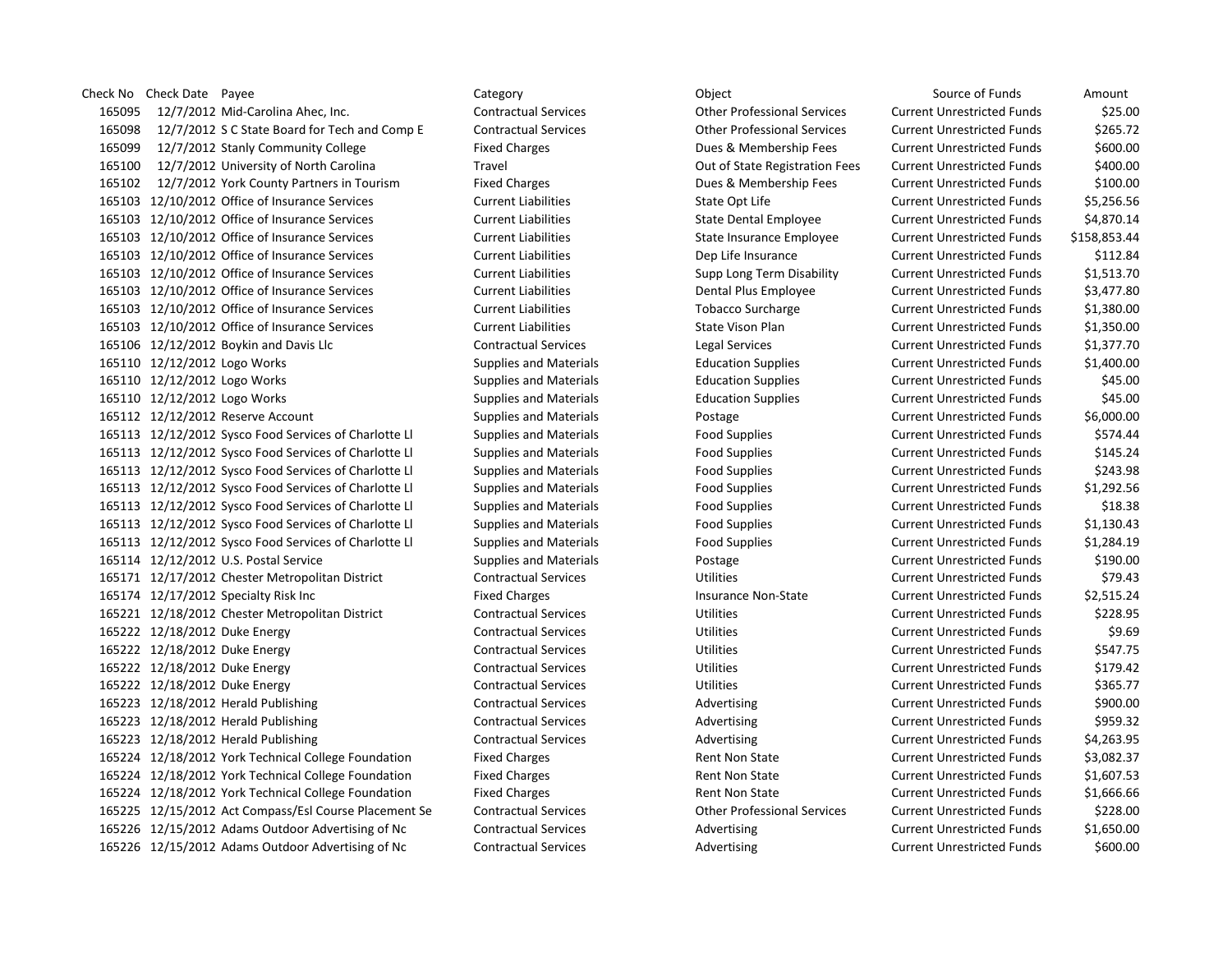| Check No | Check Date | Payee | Category | Object | Source of Funds | Amount |
|---|---|---|---|---|---|---|
| 165095 | 12/7/2012 | Mid-Carolina Ahec, Inc. | Contractual Services | Other Professional Services | Current Unrestricted Funds | $25.00 |
| 165098 | 12/7/2012 | S C State Board for Tech and Comp E | Contractual Services | Other Professional Services | Current Unrestricted Funds | $265.72 |
| 165099 | 12/7/2012 | Stanly Community College | Fixed Charges | Dues & Membership Fees | Current Unrestricted Funds | $600.00 |
| 165100 | 12/7/2012 | University of North Carolina | Travel | Out of State Registration Fees | Current Unrestricted Funds | $400.00 |
| 165102 | 12/7/2012 | York County Partners in Tourism | Fixed Charges | Dues & Membership Fees | Current Unrestricted Funds | $100.00 |
| 165103 | 12/10/2012 | Office of Insurance Services | Current Liabilities | State Opt Life | Current Unrestricted Funds | $5,256.56 |
| 165103 | 12/10/2012 | Office of Insurance Services | Current Liabilities | State Dental Employee | Current Unrestricted Funds | $4,870.14 |
| 165103 | 12/10/2012 | Office of Insurance Services | Current Liabilities | State Insurance Employee | Current Unrestricted Funds | $158,853.44 |
| 165103 | 12/10/2012 | Office of Insurance Services | Current Liabilities | Dep Life Insurance | Current Unrestricted Funds | $112.84 |
| 165103 | 12/10/2012 | Office of Insurance Services | Current Liabilities | Supp Long Term Disability | Current Unrestricted Funds | $1,513.70 |
| 165103 | 12/10/2012 | Office of Insurance Services | Current Liabilities | Dental Plus Employee | Current Unrestricted Funds | $3,477.80 |
| 165103 | 12/10/2012 | Office of Insurance Services | Current Liabilities | Tobacco Surcharge | Current Unrestricted Funds | $1,380.00 |
| 165103 | 12/10/2012 | Office of Insurance Services | Current Liabilities | State Vison Plan | Current Unrestricted Funds | $1,350.00 |
| 165106 | 12/12/2012 | Boykin and Davis Llc | Contractual Services | Legal Services | Current Unrestricted Funds | $1,377.70 |
| 165110 | 12/12/2012 | Logo Works | Supplies and Materials | Education Supplies | Current Unrestricted Funds | $1,400.00 |
| 165110 | 12/12/2012 | Logo Works | Supplies and Materials | Education Supplies | Current Unrestricted Funds | $45.00 |
| 165110 | 12/12/2012 | Logo Works | Supplies and Materials | Education Supplies | Current Unrestricted Funds | $45.00 |
| 165112 | 12/12/2012 | Reserve Account | Supplies and Materials | Postage | Current Unrestricted Funds | $6,000.00 |
| 165113 | 12/12/2012 | Sysco Food Services of Charlotte Ll | Supplies and Materials | Food Supplies | Current Unrestricted Funds | $574.44 |
| 165113 | 12/12/2012 | Sysco Food Services of Charlotte Ll | Supplies and Materials | Food Supplies | Current Unrestricted Funds | $145.24 |
| 165113 | 12/12/2012 | Sysco Food Services of Charlotte Ll | Supplies and Materials | Food Supplies | Current Unrestricted Funds | $243.98 |
| 165113 | 12/12/2012 | Sysco Food Services of Charlotte Ll | Supplies and Materials | Food Supplies | Current Unrestricted Funds | $1,292.56 |
| 165113 | 12/12/2012 | Sysco Food Services of Charlotte Ll | Supplies and Materials | Food Supplies | Current Unrestricted Funds | $18.38 |
| 165113 | 12/12/2012 | Sysco Food Services of Charlotte Ll | Supplies and Materials | Food Supplies | Current Unrestricted Funds | $1,130.43 |
| 165113 | 12/12/2012 | Sysco Food Services of Charlotte Ll | Supplies and Materials | Food Supplies | Current Unrestricted Funds | $1,284.19 |
| 165114 | 12/12/2012 | U.S. Postal Service | Supplies and Materials | Postage | Current Unrestricted Funds | $190.00 |
| 165171 | 12/17/2012 | Chester Metropolitan District | Contractual Services | Utilities | Current Unrestricted Funds | $79.43 |
| 165174 | 12/17/2012 | Specialty Risk Inc | Fixed Charges | Insurance Non-State | Current Unrestricted Funds | $2,515.24 |
| 165221 | 12/18/2012 | Chester Metropolitan District | Contractual Services | Utilities | Current Unrestricted Funds | $228.95 |
| 165222 | 12/18/2012 | Duke Energy | Contractual Services | Utilities | Current Unrestricted Funds | $9.69 |
| 165222 | 12/18/2012 | Duke Energy | Contractual Services | Utilities | Current Unrestricted Funds | $547.75 |
| 165222 | 12/18/2012 | Duke Energy | Contractual Services | Utilities | Current Unrestricted Funds | $179.42 |
| 165222 | 12/18/2012 | Duke Energy | Contractual Services | Utilities | Current Unrestricted Funds | $365.77 |
| 165223 | 12/18/2012 | Herald Publishing | Contractual Services | Advertising | Current Unrestricted Funds | $900.00 |
| 165223 | 12/18/2012 | Herald Publishing | Contractual Services | Advertising | Current Unrestricted Funds | $959.32 |
| 165223 | 12/18/2012 | Herald Publishing | Contractual Services | Advertising | Current Unrestricted Funds | $4,263.95 |
| 165224 | 12/18/2012 | York Technical College Foundation | Fixed Charges | Rent Non State | Current Unrestricted Funds | $3,082.37 |
| 165224 | 12/18/2012 | York Technical College Foundation | Fixed Charges | Rent Non State | Current Unrestricted Funds | $1,607.53 |
| 165224 | 12/18/2012 | York Technical College Foundation | Fixed Charges | Rent Non State | Current Unrestricted Funds | $1,666.66 |
| 165225 | 12/15/2012 | Act Compass/Esl Course Placement Se | Contractual Services | Other Professional Services | Current Unrestricted Funds | $228.00 |
| 165226 | 12/15/2012 | Adams Outdoor Advertising of Nc | Contractual Services | Advertising | Current Unrestricted Funds | $1,650.00 |
| 165226 | 12/15/2012 | Adams Outdoor Advertising of Nc | Contractual Services | Advertising | Current Unrestricted Funds | $600.00 |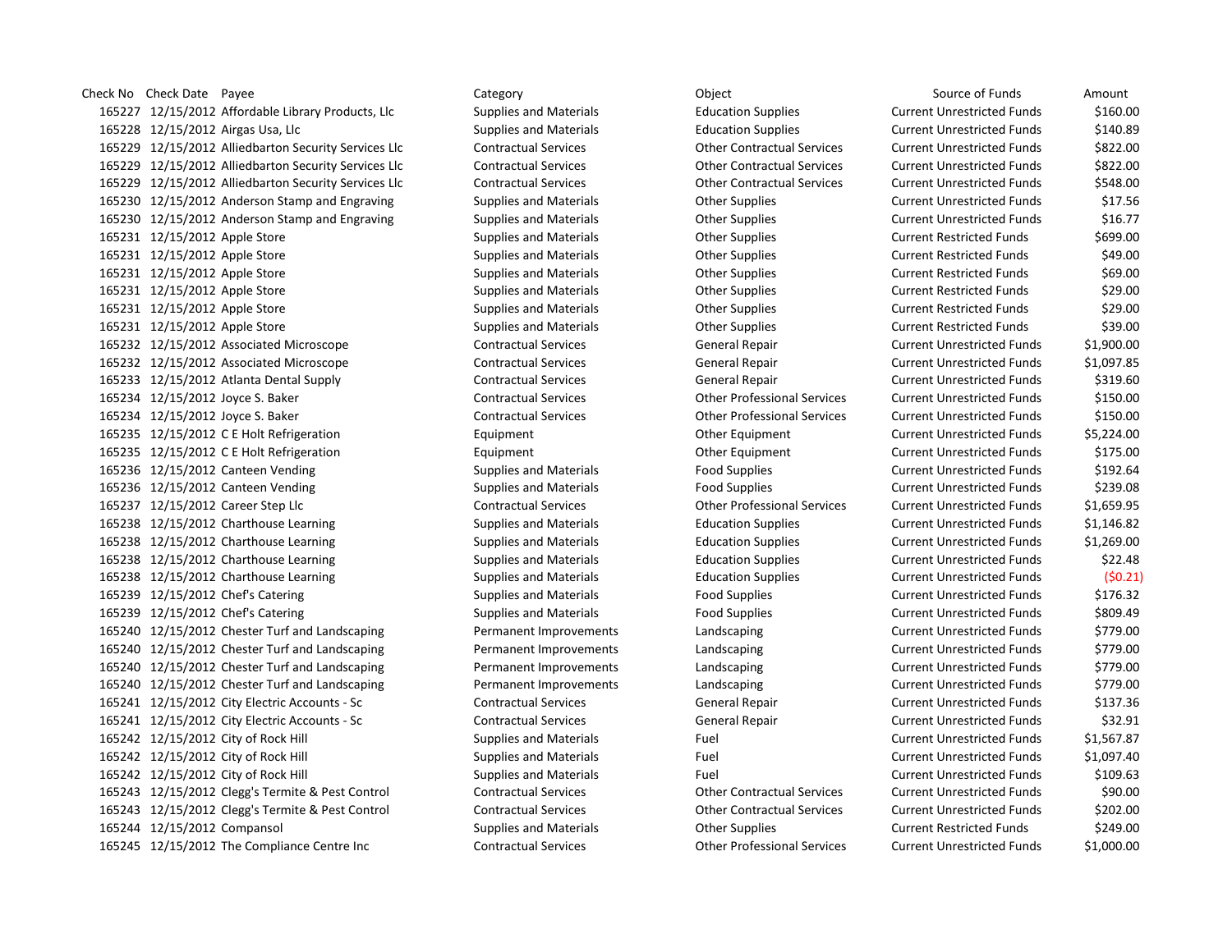| Check No | Check Date | Payee | Category | Object | Source of Funds | Amount |
|---|---|---|---|---|---|---|
| 165227 | 12/15/2012 | Affordable Library Products, Llc | Supplies and Materials | Education Supplies | Current Unrestricted Funds | $160.00 |
| 165228 | 12/15/2012 | Airgas Usa, Llc | Supplies and Materials | Education Supplies | Current Unrestricted Funds | $140.89 |
| 165229 | 12/15/2012 | Alliedbarton Security Services Llc | Contractual Services | Other Contractual Services | Current Unrestricted Funds | $822.00 |
| 165229 | 12/15/2012 | Alliedbarton Security Services Llc | Contractual Services | Other Contractual Services | Current Unrestricted Funds | $822.00 |
| 165229 | 12/15/2012 | Alliedbarton Security Services Llc | Contractual Services | Other Contractual Services | Current Unrestricted Funds | $548.00 |
| 165230 | 12/15/2012 | Anderson Stamp and Engraving | Supplies and Materials | Other Supplies | Current Unrestricted Funds | $17.56 |
| 165230 | 12/15/2012 | Anderson Stamp and Engraving | Supplies and Materials | Other Supplies | Current Unrestricted Funds | $16.77 |
| 165231 | 12/15/2012 | Apple Store | Supplies and Materials | Other Supplies | Current Restricted Funds | $699.00 |
| 165231 | 12/15/2012 | Apple Store | Supplies and Materials | Other Supplies | Current Restricted Funds | $49.00 |
| 165231 | 12/15/2012 | Apple Store | Supplies and Materials | Other Supplies | Current Restricted Funds | $69.00 |
| 165231 | 12/15/2012 | Apple Store | Supplies and Materials | Other Supplies | Current Restricted Funds | $29.00 |
| 165231 | 12/15/2012 | Apple Store | Supplies and Materials | Other Supplies | Current Restricted Funds | $29.00 |
| 165231 | 12/15/2012 | Apple Store | Supplies and Materials | Other Supplies | Current Restricted Funds | $39.00 |
| 165232 | 12/15/2012 | Associated Microscope | Contractual Services | General Repair | Current Unrestricted Funds | $1,900.00 |
| 165232 | 12/15/2012 | Associated Microscope | Contractual Services | General Repair | Current Unrestricted Funds | $1,097.85 |
| 165233 | 12/15/2012 | Atlanta Dental Supply | Contractual Services | General Repair | Current Unrestricted Funds | $319.60 |
| 165234 | 12/15/2012 | Joyce S. Baker | Contractual Services | Other Professional Services | Current Unrestricted Funds | $150.00 |
| 165234 | 12/15/2012 | Joyce S. Baker | Contractual Services | Other Professional Services | Current Unrestricted Funds | $150.00 |
| 165235 | 12/15/2012 | C E Holt Refrigeration | Equipment | Other Equipment | Current Unrestricted Funds | $5,224.00 |
| 165235 | 12/15/2012 | C E Holt Refrigeration | Equipment | Other Equipment | Current Unrestricted Funds | $175.00 |
| 165236 | 12/15/2012 | Canteen Vending | Supplies and Materials | Food Supplies | Current Unrestricted Funds | $192.64 |
| 165236 | 12/15/2012 | Canteen Vending | Supplies and Materials | Food Supplies | Current Unrestricted Funds | $239.08 |
| 165237 | 12/15/2012 | Career Step Llc | Contractual Services | Other Professional Services | Current Unrestricted Funds | $1,659.95 |
| 165238 | 12/15/2012 | Charthouse Learning | Supplies and Materials | Education Supplies | Current Unrestricted Funds | $1,146.82 |
| 165238 | 12/15/2012 | Charthouse Learning | Supplies and Materials | Education Supplies | Current Unrestricted Funds | $1,269.00 |
| 165238 | 12/15/2012 | Charthouse Learning | Supplies and Materials | Education Supplies | Current Unrestricted Funds | $22.48 |
| 165238 | 12/15/2012 | Charthouse Learning | Supplies and Materials | Education Supplies | Current Unrestricted Funds | ($0.21) |
| 165239 | 12/15/2012 | Chef's Catering | Supplies and Materials | Food Supplies | Current Unrestricted Funds | $176.32 |
| 165239 | 12/15/2012 | Chef's Catering | Supplies and Materials | Food Supplies | Current Unrestricted Funds | $809.49 |
| 165240 | 12/15/2012 | Chester Turf and Landscaping | Permanent Improvements | Landscaping | Current Unrestricted Funds | $779.00 |
| 165240 | 12/15/2012 | Chester Turf and Landscaping | Permanent Improvements | Landscaping | Current Unrestricted Funds | $779.00 |
| 165240 | 12/15/2012 | Chester Turf and Landscaping | Permanent Improvements | Landscaping | Current Unrestricted Funds | $779.00 |
| 165240 | 12/15/2012 | Chester Turf and Landscaping | Permanent Improvements | Landscaping | Current Unrestricted Funds | $779.00 |
| 165241 | 12/15/2012 | City Electric Accounts - Sc | Contractual Services | General Repair | Current Unrestricted Funds | $137.36 |
| 165241 | 12/15/2012 | City Electric Accounts - Sc | Contractual Services | General Repair | Current Unrestricted Funds | $32.91 |
| 165242 | 12/15/2012 | City of Rock Hill | Supplies and Materials | Fuel | Current Unrestricted Funds | $1,567.87 |
| 165242 | 12/15/2012 | City of Rock Hill | Supplies and Materials | Fuel | Current Unrestricted Funds | $1,097.40 |
| 165242 | 12/15/2012 | City of Rock Hill | Supplies and Materials | Fuel | Current Unrestricted Funds | $109.63 |
| 165243 | 12/15/2012 | Clegg's Termite & Pest Control | Contractual Services | Other Contractual Services | Current Unrestricted Funds | $90.00 |
| 165243 | 12/15/2012 | Clegg's Termite & Pest Control | Contractual Services | Other Contractual Services | Current Unrestricted Funds | $202.00 |
| 165244 | 12/15/2012 | Compansol | Supplies and Materials | Other Supplies | Current Restricted Funds | $249.00 |
| 165245 | 12/15/2012 | The Compliance Centre Inc | Contractual Services | Other Professional Services | Current Unrestricted Funds | $1,000.00 |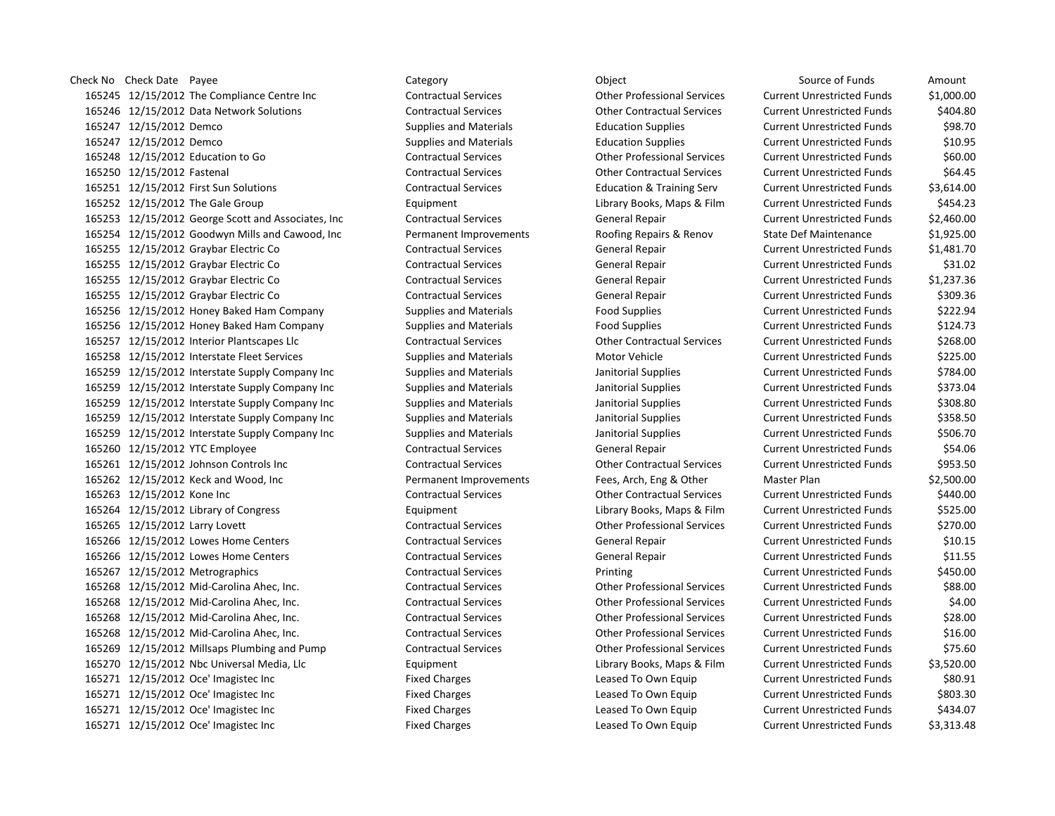| Check No | Check Date | Payee | Category | Object | Source of Funds | Amount |
|---|---|---|---|---|---|---|
| 165245 | 12/15/2012 | The Compliance Centre Inc | Contractual Services | Other Professional Services | Current Unrestricted Funds | $1,000.00 |
| 165246 | 12/15/2012 | Data Network Solutions | Contractual Services | Other Contractual Services | Current Unrestricted Funds | $404.80 |
| 165247 | 12/15/2012 | Demco | Supplies and Materials | Education Supplies | Current Unrestricted Funds | $98.70 |
| 165247 | 12/15/2012 | Demco | Supplies and Materials | Education Supplies | Current Unrestricted Funds | $10.95 |
| 165248 | 12/15/2012 | Education to Go | Contractual Services | Other Professional Services | Current Unrestricted Funds | $60.00 |
| 165250 | 12/15/2012 | Fastenal | Contractual Services | Other Contractual Services | Current Unrestricted Funds | $64.45 |
| 165251 | 12/15/2012 | First Sun Solutions | Contractual Services | Education & Training Serv | Current Unrestricted Funds | $3,614.00 |
| 165252 | 12/15/2012 | The Gale Group | Equipment | Library Books, Maps & Film | Current Unrestricted Funds | $454.23 |
| 165253 | 12/15/2012 | George Scott and Associates, Inc | Contractual Services | General Repair | Current Unrestricted Funds | $2,460.00 |
| 165254 | 12/15/2012 | Goodwyn Mills and Cawood, Inc | Permanent Improvements | Roofing Repairs & Renov | State Def Maintenance | $1,925.00 |
| 165255 | 12/15/2012 | Graybar Electric Co | Contractual Services | General Repair | Current Unrestricted Funds | $1,481.70 |
| 165255 | 12/15/2012 | Graybar Electric Co | Contractual Services | General Repair | Current Unrestricted Funds | $31.02 |
| 165255 | 12/15/2012 | Graybar Electric Co | Contractual Services | General Repair | Current Unrestricted Funds | $1,237.36 |
| 165255 | 12/15/2012 | Graybar Electric Co | Contractual Services | General Repair | Current Unrestricted Funds | $309.36 |
| 165256 | 12/15/2012 | Honey Baked Ham Company | Supplies and Materials | Food Supplies | Current Unrestricted Funds | $222.94 |
| 165256 | 12/15/2012 | Honey Baked Ham Company | Supplies and Materials | Food Supplies | Current Unrestricted Funds | $124.73 |
| 165257 | 12/15/2012 | Interior Plantscapes Llc | Contractual Services | Other Contractual Services | Current Unrestricted Funds | $268.00 |
| 165258 | 12/15/2012 | Interstate Fleet Services | Supplies and Materials | Motor Vehicle | Current Unrestricted Funds | $225.00 |
| 165259 | 12/15/2012 | Interstate Supply Company Inc | Supplies and Materials | Janitorial Supplies | Current Unrestricted Funds | $784.00 |
| 165259 | 12/15/2012 | Interstate Supply Company Inc | Supplies and Materials | Janitorial Supplies | Current Unrestricted Funds | $373.04 |
| 165259 | 12/15/2012 | Interstate Supply Company Inc | Supplies and Materials | Janitorial Supplies | Current Unrestricted Funds | $308.80 |
| 165259 | 12/15/2012 | Interstate Supply Company Inc | Supplies and Materials | Janitorial Supplies | Current Unrestricted Funds | $358.50 |
| 165259 | 12/15/2012 | Interstate Supply Company Inc | Supplies and Materials | Janitorial Supplies | Current Unrestricted Funds | $506.70 |
| 165260 | 12/15/2012 | YTC Employee | Contractual Services | General Repair | Current Unrestricted Funds | $54.06 |
| 165261 | 12/15/2012 | Johnson Controls Inc | Contractual Services | Other Contractual Services | Current Unrestricted Funds | $953.50 |
| 165262 | 12/15/2012 | Keck and Wood, Inc | Permanent Improvements | Fees, Arch, Eng & Other | Master Plan | $2,500.00 |
| 165263 | 12/15/2012 | Kone Inc | Contractual Services | Other Contractual Services | Current Unrestricted Funds | $440.00 |
| 165264 | 12/15/2012 | Library of Congress | Equipment | Library Books, Maps & Film | Current Unrestricted Funds | $525.00 |
| 165265 | 12/15/2012 | Larry Lovett | Contractual Services | Other Professional Services | Current Unrestricted Funds | $270.00 |
| 165266 | 12/15/2012 | Lowes Home Centers | Contractual Services | General Repair | Current Unrestricted Funds | $10.15 |
| 165266 | 12/15/2012 | Lowes Home Centers | Contractual Services | General Repair | Current Unrestricted Funds | $11.55 |
| 165267 | 12/15/2012 | Metrographics | Contractual Services | Printing | Current Unrestricted Funds | $450.00 |
| 165268 | 12/15/2012 | Mid-Carolina Ahec, Inc. | Contractual Services | Other Professional Services | Current Unrestricted Funds | $88.00 |
| 165268 | 12/15/2012 | Mid-Carolina Ahec, Inc. | Contractual Services | Other Professional Services | Current Unrestricted Funds | $4.00 |
| 165268 | 12/15/2012 | Mid-Carolina Ahec, Inc. | Contractual Services | Other Professional Services | Current Unrestricted Funds | $28.00 |
| 165268 | 12/15/2012 | Mid-Carolina Ahec, Inc. | Contractual Services | Other Professional Services | Current Unrestricted Funds | $16.00 |
| 165269 | 12/15/2012 | Millsaps Plumbing and Pump | Contractual Services | Other Professional Services | Current Unrestricted Funds | $75.60 |
| 165270 | 12/15/2012 | Nbc Universal Media, Llc | Equipment | Library Books, Maps & Film | Current Unrestricted Funds | $3,520.00 |
| 165271 | 12/15/2012 | Oce' Imagistec Inc | Fixed Charges | Leased To Own Equip | Current Unrestricted Funds | $80.91 |
| 165271 | 12/15/2012 | Oce' Imagistec Inc | Fixed Charges | Leased To Own Equip | Current Unrestricted Funds | $803.30 |
| 165271 | 12/15/2012 | Oce' Imagistec Inc | Fixed Charges | Leased To Own Equip | Current Unrestricted Funds | $434.07 |
| 165271 | 12/15/2012 | Oce' Imagistec Inc | Fixed Charges | Leased To Own Equip | Current Unrestricted Funds | $3,313.48 |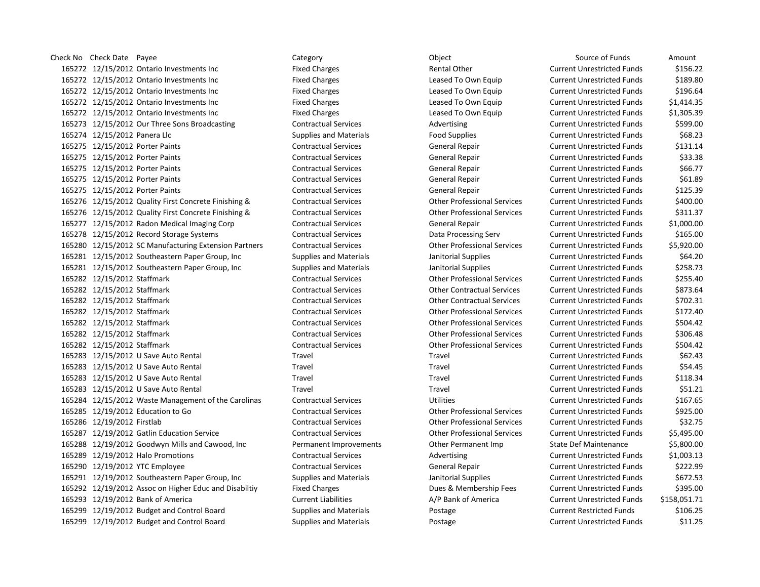| Check No | Check Date | Payee | Category | Object | Source of Funds | Amount |
|---|---|---|---|---|---|---|
| 165272 | 12/15/2012 | Ontario Investments Inc | Fixed Charges | Rental Other | Current Unrestricted Funds | $156.22 |
| 165272 | 12/15/2012 | Ontario Investments Inc | Fixed Charges | Leased To Own Equip | Current Unrestricted Funds | $189.80 |
| 165272 | 12/15/2012 | Ontario Investments Inc | Fixed Charges | Leased To Own Equip | Current Unrestricted Funds | $196.64 |
| 165272 | 12/15/2012 | Ontario Investments Inc | Fixed Charges | Leased To Own Equip | Current Unrestricted Funds | $1,414.35 |
| 165272 | 12/15/2012 | Ontario Investments Inc | Fixed Charges | Leased To Own Equip | Current Unrestricted Funds | $1,305.39 |
| 165273 | 12/15/2012 | Our Three Sons Broadcasting | Contractual Services | Advertising | Current Unrestricted Funds | $599.00 |
| 165274 | 12/15/2012 | Panera Llc | Supplies and Materials | Food Supplies | Current Unrestricted Funds | $68.23 |
| 165275 | 12/15/2012 | Porter Paints | Contractual Services | General Repair | Current Unrestricted Funds | $131.14 |
| 165275 | 12/15/2012 | Porter Paints | Contractual Services | General Repair | Current Unrestricted Funds | $33.38 |
| 165275 | 12/15/2012 | Porter Paints | Contractual Services | General Repair | Current Unrestricted Funds | $66.77 |
| 165275 | 12/15/2012 | Porter Paints | Contractual Services | General Repair | Current Unrestricted Funds | $61.89 |
| 165275 | 12/15/2012 | Porter Paints | Contractual Services | General Repair | Current Unrestricted Funds | $125.39 |
| 165276 | 12/15/2012 | Quality First Concrete Finishing & | Contractual Services | Other Professional Services | Current Unrestricted Funds | $400.00 |
| 165276 | 12/15/2012 | Quality First Concrete Finishing & | Contractual Services | Other Professional Services | Current Unrestricted Funds | $311.37 |
| 165277 | 12/15/2012 | Radon Medical Imaging Corp | Contractual Services | General Repair | Current Unrestricted Funds | $1,000.00 |
| 165278 | 12/15/2012 | Record Storage Systems | Contractual Services | Data Processing Serv | Current Unrestricted Funds | $165.00 |
| 165280 | 12/15/2012 | SC Manufacturing Extension Partners | Contractual Services | Other Professional Services | Current Unrestricted Funds | $5,920.00 |
| 165281 | 12/15/2012 | Southeastern Paper Group, Inc | Supplies and Materials | Janitorial Supplies | Current Unrestricted Funds | $64.20 |
| 165281 | 12/15/2012 | Southeastern Paper Group, Inc | Supplies and Materials | Janitorial Supplies | Current Unrestricted Funds | $258.73 |
| 165282 | 12/15/2012 | Staffmark | Contractual Services | Other Professional Services | Current Unrestricted Funds | $255.40 |
| 165282 | 12/15/2012 | Staffmark | Contractual Services | Other Contractual Services | Current Unrestricted Funds | $873.64 |
| 165282 | 12/15/2012 | Staffmark | Contractual Services | Other Contractual Services | Current Unrestricted Funds | $702.31 |
| 165282 | 12/15/2012 | Staffmark | Contractual Services | Other Professional Services | Current Unrestricted Funds | $172.40 |
| 165282 | 12/15/2012 | Staffmark | Contractual Services | Other Professional Services | Current Unrestricted Funds | $504.42 |
| 165282 | 12/15/2012 | Staffmark | Contractual Services | Other Professional Services | Current Unrestricted Funds | $306.48 |
| 165282 | 12/15/2012 | Staffmark | Contractual Services | Other Professional Services | Current Unrestricted Funds | $504.42 |
| 165283 | 12/15/2012 | U Save Auto Rental | Travel | Travel | Current Unrestricted Funds | $62.43 |
| 165283 | 12/15/2012 | U Save Auto Rental | Travel | Travel | Current Unrestricted Funds | $54.45 |
| 165283 | 12/15/2012 | U Save Auto Rental | Travel | Travel | Current Unrestricted Funds | $118.34 |
| 165283 | 12/15/2012 | U Save Auto Rental | Travel | Travel | Current Unrestricted Funds | $51.21 |
| 165284 | 12/15/2012 | Waste Management of the Carolinas | Contractual Services | Utilities | Current Unrestricted Funds | $167.65 |
| 165285 | 12/19/2012 | Education to Go | Contractual Services | Other Professional Services | Current Unrestricted Funds | $925.00 |
| 165286 | 12/19/2012 | Firstlab | Contractual Services | Other Professional Services | Current Unrestricted Funds | $32.75 |
| 165287 | 12/19/2012 | Gatlin Education Service | Contractual Services | Other Professional Services | Current Unrestricted Funds | $5,495.00 |
| 165288 | 12/19/2012 | Goodwyn Mills and Cawood, Inc | Permanent Improvements | Other Permanent Imp | State Def Maintenance | $5,800.00 |
| 165289 | 12/19/2012 | Halo Promotions | Contractual Services | Advertising | Current Unrestricted Funds | $1,003.13 |
| 165290 | 12/19/2012 | YTC Employee | Contractual Services | General Repair | Current Unrestricted Funds | $222.99 |
| 165291 | 12/19/2012 | Southeastern Paper Group, Inc | Supplies and Materials | Janitorial Supplies | Current Unrestricted Funds | $672.53 |
| 165292 | 12/19/2012 | Assoc on Higher Educ and Disabiltiy | Fixed Charges | Dues & Membership Fees | Current Unrestricted Funds | $395.00 |
| 165293 | 12/19/2012 | Bank of America | Current Liabilities | A/P Bank of America | Current Unrestricted Funds | $158,051.71 |
| 165299 | 12/19/2012 | Budget and Control Board | Supplies and Materials | Postage | Current Restricted Funds | $106.25 |
| 165299 | 12/19/2012 | Budget and Control Board | Supplies and Materials | Postage | Current Unrestricted Funds | $11.25 |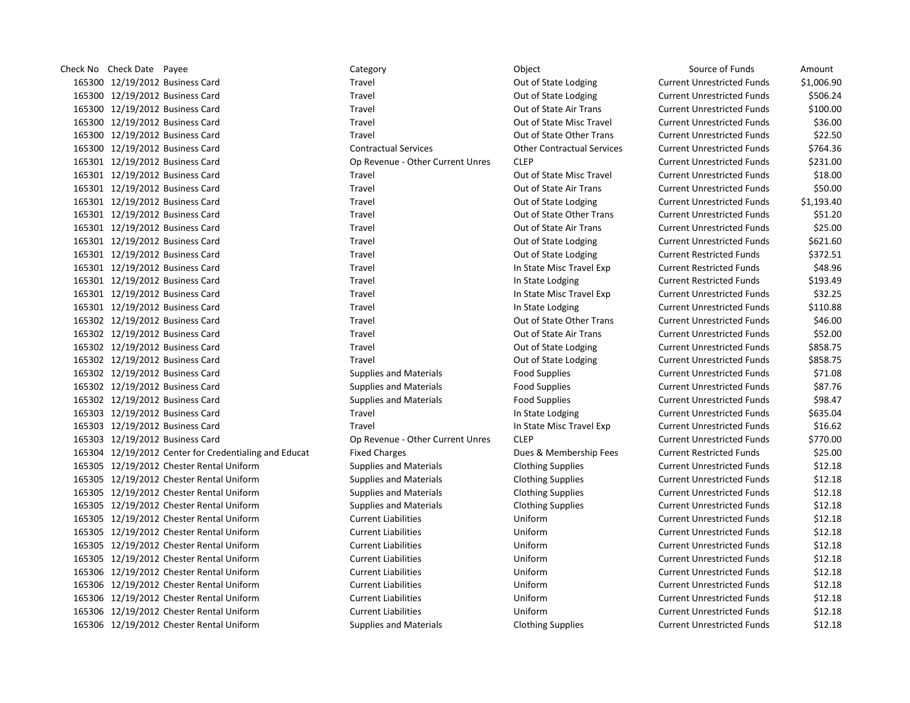| Check No | Check Date | Payee | Category | Object | Source of Funds | Amount |
|---|---|---|---|---|---|---|
| 165300 | 12/19/2012 | Business Card | Travel | Out of State Lodging | Current Unrestricted Funds | $1,006.90 |
| 165300 | 12/19/2012 | Business Card | Travel | Out of State Lodging | Current Unrestricted Funds | $506.24 |
| 165300 | 12/19/2012 | Business Card | Travel | Out of State Air Trans | Current Unrestricted Funds | $100.00 |
| 165300 | 12/19/2012 | Business Card | Travel | Out of State Misc Travel | Current Unrestricted Funds | $36.00 |
| 165300 | 12/19/2012 | Business Card | Travel | Out of State Other Trans | Current Unrestricted Funds | $22.50 |
| 165300 | 12/19/2012 | Business Card | Contractual Services | Other Contractual Services | Current Unrestricted Funds | $764.36 |
| 165301 | 12/19/2012 | Business Card | Op Revenue - Other Current Unres | CLEP | Current Unrestricted Funds | $231.00 |
| 165301 | 12/19/2012 | Business Card | Travel | Out of State Misc Travel | Current Unrestricted Funds | $18.00 |
| 165301 | 12/19/2012 | Business Card | Travel | Out of State Air Trans | Current Unrestricted Funds | $50.00 |
| 165301 | 12/19/2012 | Business Card | Travel | Out of State Lodging | Current Unrestricted Funds | $1,193.40 |
| 165301 | 12/19/2012 | Business Card | Travel | Out of State Other Trans | Current Unrestricted Funds | $51.20 |
| 165301 | 12/19/2012 | Business Card | Travel | Out of State Air Trans | Current Unrestricted Funds | $25.00 |
| 165301 | 12/19/2012 | Business Card | Travel | Out of State Lodging | Current Unrestricted Funds | $621.60 |
| 165301 | 12/19/2012 | Business Card | Travel | Out of State Lodging | Current Restricted Funds | $372.51 |
| 165301 | 12/19/2012 | Business Card | Travel | In State Misc Travel Exp | Current Restricted Funds | $48.96 |
| 165301 | 12/19/2012 | Business Card | Travel | In State Lodging | Current Restricted Funds | $193.49 |
| 165301 | 12/19/2012 | Business Card | Travel | In State Misc Travel Exp | Current Unrestricted Funds | $32.25 |
| 165301 | 12/19/2012 | Business Card | Travel | In State Lodging | Current Unrestricted Funds | $110.88 |
| 165302 | 12/19/2012 | Business Card | Travel | Out of State Other Trans | Current Unrestricted Funds | $46.00 |
| 165302 | 12/19/2012 | Business Card | Travel | Out of State Air Trans | Current Unrestricted Funds | $52.00 |
| 165302 | 12/19/2012 | Business Card | Travel | Out of State Lodging | Current Unrestricted Funds | $858.75 |
| 165302 | 12/19/2012 | Business Card | Travel | Out of State Lodging | Current Unrestricted Funds | $858.75 |
| 165302 | 12/19/2012 | Business Card | Supplies and Materials | Food Supplies | Current Unrestricted Funds | $71.08 |
| 165302 | 12/19/2012 | Business Card | Supplies and Materials | Food Supplies | Current Unrestricted Funds | $87.76 |
| 165302 | 12/19/2012 | Business Card | Supplies and Materials | Food Supplies | Current Unrestricted Funds | $98.47 |
| 165303 | 12/19/2012 | Business Card | Travel | In State Lodging | Current Unrestricted Funds | $635.04 |
| 165303 | 12/19/2012 | Business Card | Travel | In State Misc Travel Exp | Current Unrestricted Funds | $16.62 |
| 165303 | 12/19/2012 | Business Card | Op Revenue - Other Current Unres | CLEP | Current Unrestricted Funds | $770.00 |
| 165304 | 12/19/2012 | Center for Credentialing and Educat | Fixed Charges | Dues & Membership Fees | Current Restricted Funds | $25.00 |
| 165305 | 12/19/2012 | Chester Rental Uniform | Supplies and Materials | Clothing Supplies | Current Unrestricted Funds | $12.18 |
| 165305 | 12/19/2012 | Chester Rental Uniform | Supplies and Materials | Clothing Supplies | Current Unrestricted Funds | $12.18 |
| 165305 | 12/19/2012 | Chester Rental Uniform | Supplies and Materials | Clothing Supplies | Current Unrestricted Funds | $12.18 |
| 165305 | 12/19/2012 | Chester Rental Uniform | Supplies and Materials | Clothing Supplies | Current Unrestricted Funds | $12.18 |
| 165305 | 12/19/2012 | Chester Rental Uniform | Current Liabilities | Uniform | Current Unrestricted Funds | $12.18 |
| 165305 | 12/19/2012 | Chester Rental Uniform | Current Liabilities | Uniform | Current Unrestricted Funds | $12.18 |
| 165305 | 12/19/2012 | Chester Rental Uniform | Current Liabilities | Uniform | Current Unrestricted Funds | $12.18 |
| 165305 | 12/19/2012 | Chester Rental Uniform | Current Liabilities | Uniform | Current Unrestricted Funds | $12.18 |
| 165306 | 12/19/2012 | Chester Rental Uniform | Current Liabilities | Uniform | Current Unrestricted Funds | $12.18 |
| 165306 | 12/19/2012 | Chester Rental Uniform | Current Liabilities | Uniform | Current Unrestricted Funds | $12.18 |
| 165306 | 12/19/2012 | Chester Rental Uniform | Current Liabilities | Uniform | Current Unrestricted Funds | $12.18 |
| 165306 | 12/19/2012 | Chester Rental Uniform | Current Liabilities | Uniform | Current Unrestricted Funds | $12.18 |
| 165306 | 12/19/2012 | Chester Rental Uniform | Supplies and Materials | Clothing Supplies | Current Unrestricted Funds | $12.18 |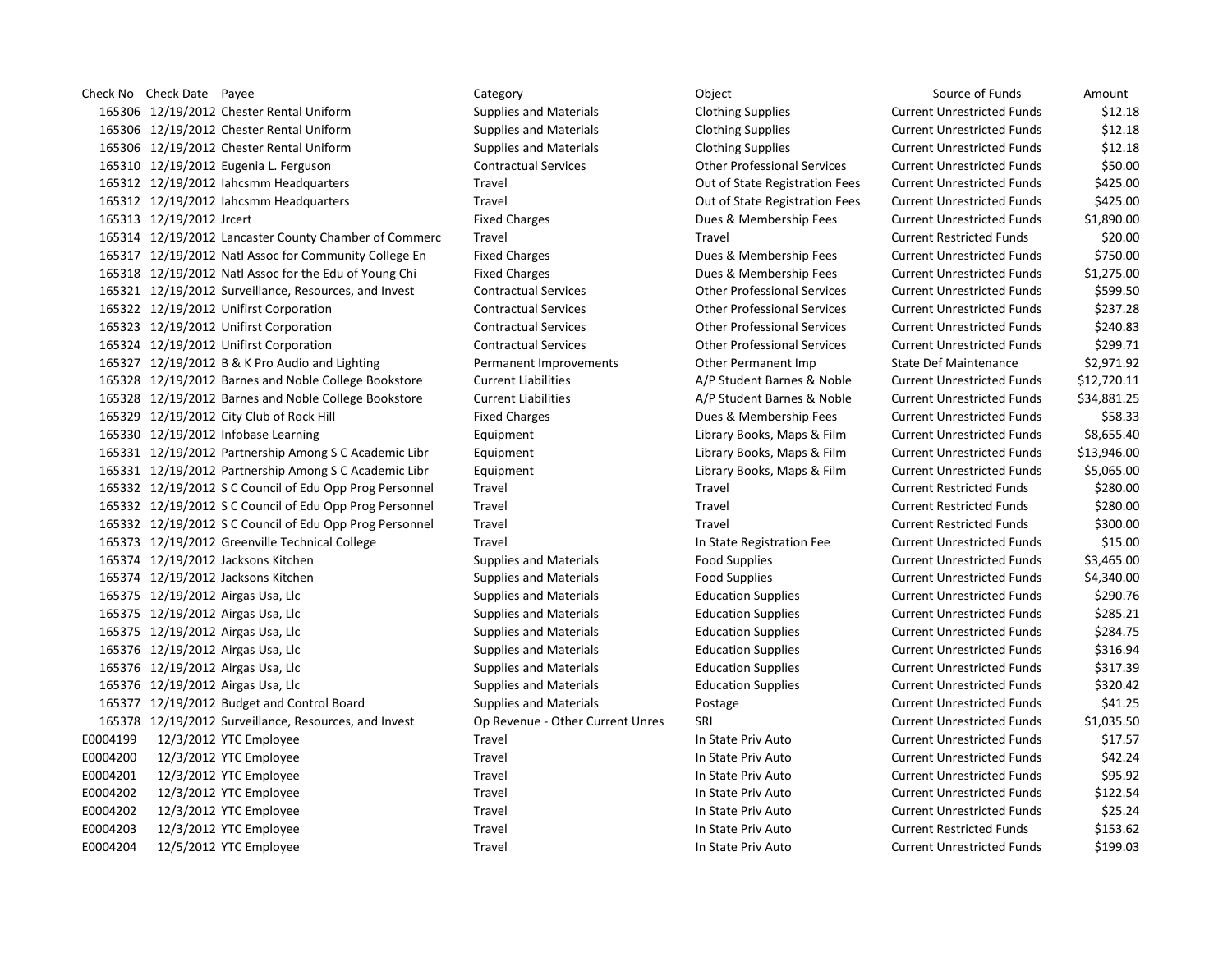| Check No | Check Date | Payee | Category | Object | Source of Funds | Amount |
|---|---|---|---|---|---|---|
| 165306 | 12/19/2012 | Chester Rental Uniform | Supplies and Materials | Clothing Supplies | Current Unrestricted Funds | $12.18 |
| 165306 | 12/19/2012 | Chester Rental Uniform | Supplies and Materials | Clothing Supplies | Current Unrestricted Funds | $12.18 |
| 165306 | 12/19/2012 | Chester Rental Uniform | Supplies and Materials | Clothing Supplies | Current Unrestricted Funds | $12.18 |
| 165310 | 12/19/2012 | Eugenia L. Ferguson | Contractual Services | Other Professional Services | Current Unrestricted Funds | $50.00 |
| 165312 | 12/19/2012 | Iahcsmm Headquarters | Travel | Out of State Registration Fees | Current Unrestricted Funds | $425.00 |
| 165312 | 12/19/2012 | Iahcsmm Headquarters | Travel | Out of State Registration Fees | Current Unrestricted Funds | $425.00 |
| 165313 | 12/19/2012 | Jrcert | Fixed Charges | Dues & Membership Fees | Current Unrestricted Funds | $1,890.00 |
| 165314 | 12/19/2012 | Lancaster County Chamber of Commerc | Travel | Travel | Current Restricted Funds | $20.00 |
| 165317 | 12/19/2012 | Natl Assoc for Community College En | Fixed Charges | Dues & Membership Fees | Current Unrestricted Funds | $750.00 |
| 165318 | 12/19/2012 | Natl Assoc for the Edu of Young Chi | Fixed Charges | Dues & Membership Fees | Current Unrestricted Funds | $1,275.00 |
| 165321 | 12/19/2012 | Surveillance, Resources, and Invest | Contractual Services | Other Professional Services | Current Unrestricted Funds | $599.50 |
| 165322 | 12/19/2012 | Unifirst Corporation | Contractual Services | Other Professional Services | Current Unrestricted Funds | $237.28 |
| 165323 | 12/19/2012 | Unifirst Corporation | Contractual Services | Other Professional Services | Current Unrestricted Funds | $240.83 |
| 165324 | 12/19/2012 | Unifirst Corporation | Contractual Services | Other Professional Services | Current Unrestricted Funds | $299.71 |
| 165327 | 12/19/2012 | B & K Pro Audio and Lighting | Permanent Improvements | Other Permanent Imp | State Def Maintenance | $2,971.92 |
| 165328 | 12/19/2012 | Barnes and Noble College Bookstore | Current Liabilities | A/P Student Barnes & Noble | Current Unrestricted Funds | $12,720.11 |
| 165328 | 12/19/2012 | Barnes and Noble College Bookstore | Current Liabilities | A/P Student Barnes & Noble | Current Unrestricted Funds | $34,881.25 |
| 165329 | 12/19/2012 | City Club of Rock Hill | Fixed Charges | Dues & Membership Fees | Current Unrestricted Funds | $58.33 |
| 165330 | 12/19/2012 | Infobase Learning | Equipment | Library Books, Maps & Film | Current Unrestricted Funds | $8,655.40 |
| 165331 | 12/19/2012 | Partnership Among S C Academic Libr | Equipment | Library Books, Maps & Film | Current Unrestricted Funds | $13,946.00 |
| 165331 | 12/19/2012 | Partnership Among S C Academic Libr | Equipment | Library Books, Maps & Film | Current Unrestricted Funds | $5,065.00 |
| 165332 | 12/19/2012 | S C Council of Edu Opp Prog Personnel | Travel | Travel | Current Restricted Funds | $280.00 |
| 165332 | 12/19/2012 | S C Council of Edu Opp Prog Personnel | Travel | Travel | Current Restricted Funds | $280.00 |
| 165332 | 12/19/2012 | S C Council of Edu Opp Prog Personnel | Travel | Travel | Current Restricted Funds | $300.00 |
| 165373 | 12/19/2012 | Greenville Technical College | Travel | In State Registration Fee | Current Unrestricted Funds | $15.00 |
| 165374 | 12/19/2012 | Jacksons Kitchen | Supplies and Materials | Food Supplies | Current Unrestricted Funds | $3,465.00 |
| 165374 | 12/19/2012 | Jacksons Kitchen | Supplies and Materials | Food Supplies | Current Unrestricted Funds | $4,340.00 |
| 165375 | 12/19/2012 | Airgas Usa, Llc | Supplies and Materials | Education Supplies | Current Unrestricted Funds | $290.76 |
| 165375 | 12/19/2012 | Airgas Usa, Llc | Supplies and Materials | Education Supplies | Current Unrestricted Funds | $285.21 |
| 165375 | 12/19/2012 | Airgas Usa, Llc | Supplies and Materials | Education Supplies | Current Unrestricted Funds | $284.75 |
| 165376 | 12/19/2012 | Airgas Usa, Llc | Supplies and Materials | Education Supplies | Current Unrestricted Funds | $316.94 |
| 165376 | 12/19/2012 | Airgas Usa, Llc | Supplies and Materials | Education Supplies | Current Unrestricted Funds | $317.39 |
| 165376 | 12/19/2012 | Airgas Usa, Llc | Supplies and Materials | Education Supplies | Current Unrestricted Funds | $320.42 |
| 165377 | 12/19/2012 | Budget and Control Board | Supplies and Materials | Postage | Current Unrestricted Funds | $41.25 |
| 165378 | 12/19/2012 | Surveillance, Resources, and Invest | Op Revenue - Other Current Unres | SRI | Current Unrestricted Funds | $1,035.50 |
| E0004199 | 12/3/2012 | YTC Employee | Travel | In State Priv Auto | Current Unrestricted Funds | $17.57 |
| E0004200 | 12/3/2012 | YTC Employee | Travel | In State Priv Auto | Current Unrestricted Funds | $42.24 |
| E0004201 | 12/3/2012 | YTC Employee | Travel | In State Priv Auto | Current Unrestricted Funds | $95.92 |
| E0004202 | 12/3/2012 | YTC Employee | Travel | In State Priv Auto | Current Unrestricted Funds | $122.54 |
| E0004202 | 12/3/2012 | YTC Employee | Travel | In State Priv Auto | Current Unrestricted Funds | $25.24 |
| E0004203 | 12/3/2012 | YTC Employee | Travel | In State Priv Auto | Current Restricted Funds | $153.62 |
| E0004204 | 12/5/2012 | YTC Employee | Travel | In State Priv Auto | Current Unrestricted Funds | $199.03 |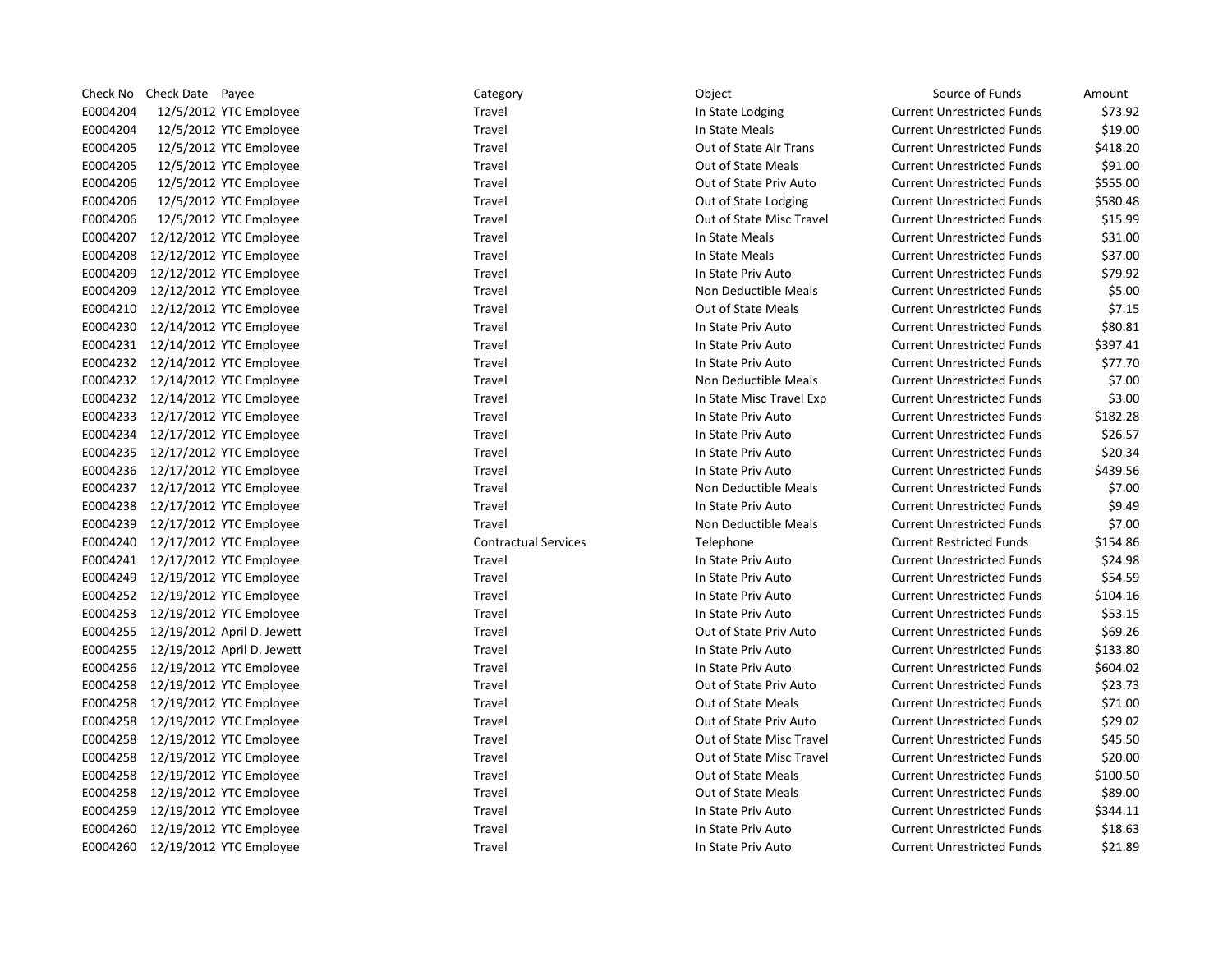| Check No | Check Date | Payee | Category | Object | Source of Funds | Amount |
|---|---|---|---|---|---|---|
| E0004204 | 12/5/2012 | YTC Employee | Travel | In State Lodging | Current Unrestricted Funds | $73.92 |
| E0004204 | 12/5/2012 | YTC Employee | Travel | In State Meals | Current Unrestricted Funds | $19.00 |
| E0004205 | 12/5/2012 | YTC Employee | Travel | Out of State Air Trans | Current Unrestricted Funds | $418.20 |
| E0004205 | 12/5/2012 | YTC Employee | Travel | Out of State Meals | Current Unrestricted Funds | $91.00 |
| E0004206 | 12/5/2012 | YTC Employee | Travel | Out of State Priv Auto | Current Unrestricted Funds | $555.00 |
| E0004206 | 12/5/2012 | YTC Employee | Travel | Out of State Lodging | Current Unrestricted Funds | $580.48 |
| E0004206 | 12/5/2012 | YTC Employee | Travel | Out of State Misc Travel | Current Unrestricted Funds | $15.99 |
| E0004207 | 12/12/2012 | YTC Employee | Travel | In State Meals | Current Unrestricted Funds | $31.00 |
| E0004208 | 12/12/2012 | YTC Employee | Travel | In State Meals | Current Unrestricted Funds | $37.00 |
| E0004209 | 12/12/2012 | YTC Employee | Travel | In State Priv Auto | Current Unrestricted Funds | $79.92 |
| E0004209 | 12/12/2012 | YTC Employee | Travel | Non Deductible Meals | Current Unrestricted Funds | $5.00 |
| E0004210 | 12/12/2012 | YTC Employee | Travel | Out of State Meals | Current Unrestricted Funds | $7.15 |
| E0004230 | 12/14/2012 | YTC Employee | Travel | In State Priv Auto | Current Unrestricted Funds | $80.81 |
| E0004231 | 12/14/2012 | YTC Employee | Travel | In State Priv Auto | Current Unrestricted Funds | $397.41 |
| E0004232 | 12/14/2012 | YTC Employee | Travel | In State Priv Auto | Current Unrestricted Funds | $77.70 |
| E0004232 | 12/14/2012 | YTC Employee | Travel | Non Deductible Meals | Current Unrestricted Funds | $7.00 |
| E0004232 | 12/14/2012 | YTC Employee | Travel | In State Misc Travel Exp | Current Unrestricted Funds | $3.00 |
| E0004233 | 12/17/2012 | YTC Employee | Travel | In State Priv Auto | Current Unrestricted Funds | $182.28 |
| E0004234 | 12/17/2012 | YTC Employee | Travel | In State Priv Auto | Current Unrestricted Funds | $26.57 |
| E0004235 | 12/17/2012 | YTC Employee | Travel | In State Priv Auto | Current Unrestricted Funds | $20.34 |
| E0004236 | 12/17/2012 | YTC Employee | Travel | In State Priv Auto | Current Unrestricted Funds | $439.56 |
| E0004237 | 12/17/2012 | YTC Employee | Travel | Non Deductible Meals | Current Unrestricted Funds | $7.00 |
| E0004238 | 12/17/2012 | YTC Employee | Travel | In State Priv Auto | Current Unrestricted Funds | $9.49 |
| E0004239 | 12/17/2012 | YTC Employee | Travel | Non Deductible Meals | Current Unrestricted Funds | $7.00 |
| E0004240 | 12/17/2012 | YTC Employee | Contractual Services | Telephone | Current Restricted Funds | $154.86 |
| E0004241 | 12/17/2012 | YTC Employee | Travel | In State Priv Auto | Current Unrestricted Funds | $24.98 |
| E0004249 | 12/19/2012 | YTC Employee | Travel | In State Priv Auto | Current Unrestricted Funds | $54.59 |
| E0004252 | 12/19/2012 | YTC Employee | Travel | In State Priv Auto | Current Unrestricted Funds | $104.16 |
| E0004253 | 12/19/2012 | YTC Employee | Travel | In State Priv Auto | Current Unrestricted Funds | $53.15 |
| E0004255 | 12/19/2012 | April D. Jewett | Travel | Out of State Priv Auto | Current Unrestricted Funds | $69.26 |
| E0004255 | 12/19/2012 | April D. Jewett | Travel | In State Priv Auto | Current Unrestricted Funds | $133.80 |
| E0004256 | 12/19/2012 | YTC Employee | Travel | In State Priv Auto | Current Unrestricted Funds | $604.02 |
| E0004258 | 12/19/2012 | YTC Employee | Travel | Out of State Priv Auto | Current Unrestricted Funds | $23.73 |
| E0004258 | 12/19/2012 | YTC Employee | Travel | Out of State Meals | Current Unrestricted Funds | $71.00 |
| E0004258 | 12/19/2012 | YTC Employee | Travel | Out of State Priv Auto | Current Unrestricted Funds | $29.02 |
| E0004258 | 12/19/2012 | YTC Employee | Travel | Out of State Misc Travel | Current Unrestricted Funds | $45.50 |
| E0004258 | 12/19/2012 | YTC Employee | Travel | Out of State Misc Travel | Current Unrestricted Funds | $20.00 |
| E0004258 | 12/19/2012 | YTC Employee | Travel | Out of State Meals | Current Unrestricted Funds | $100.50 |
| E0004258 | 12/19/2012 | YTC Employee | Travel | Out of State Meals | Current Unrestricted Funds | $89.00 |
| E0004259 | 12/19/2012 | YTC Employee | Travel | In State Priv Auto | Current Unrestricted Funds | $344.11 |
| E0004260 | 12/19/2012 | YTC Employee | Travel | In State Priv Auto | Current Unrestricted Funds | $18.63 |
| E0004260 | 12/19/2012 | YTC Employee | Travel | In State Priv Auto | Current Unrestricted Funds | $21.89 |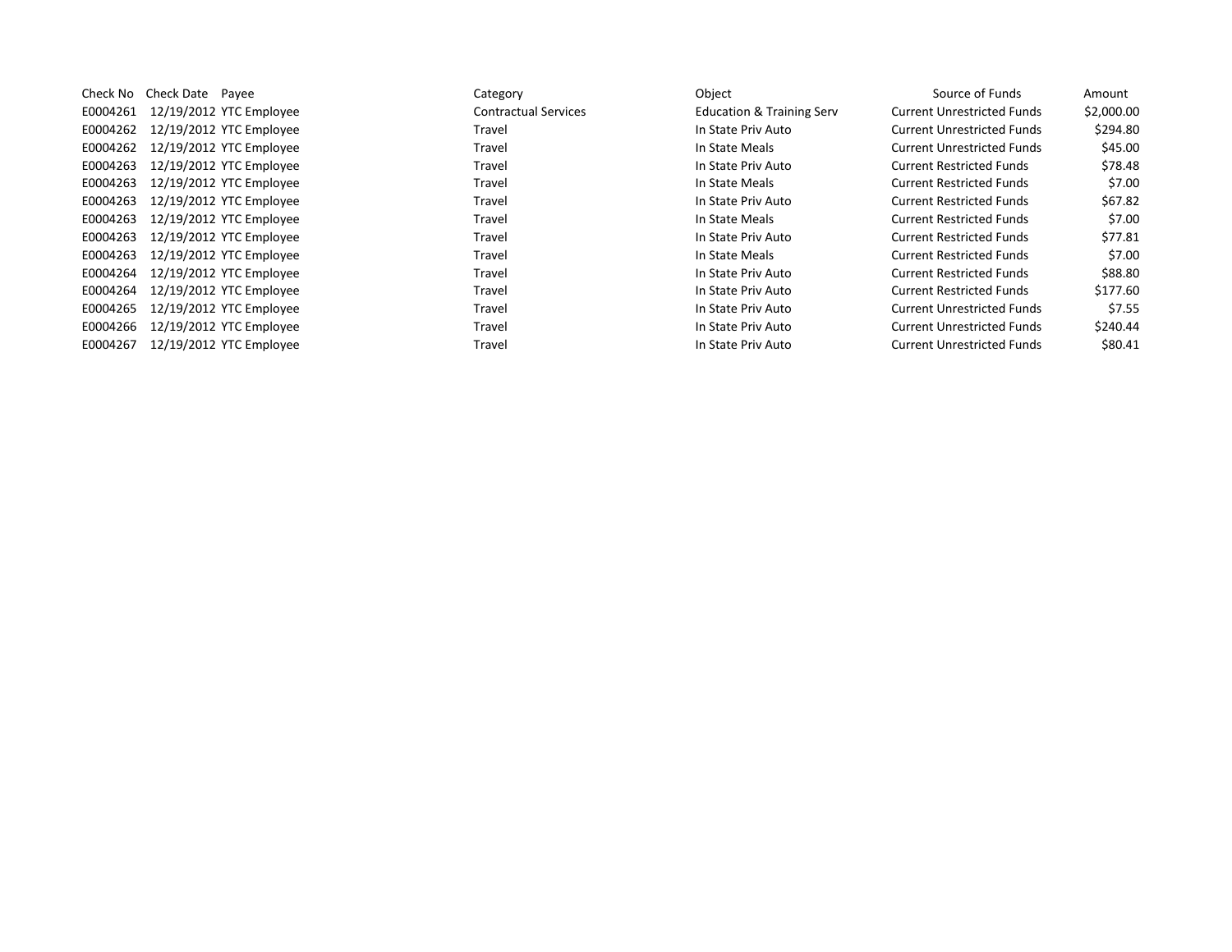| Check No | Check Date | Payee | Category | Object | Source of Funds | Amount |
|---|---|---|---|---|---|---|
| E0004261 | 12/19/2012 | YTC Employee | Contractual Services | Education & Training Serv | Current Unrestricted Funds | $2,000.00 |
| E0004262 | 12/19/2012 | YTC Employee | Travel | In State Priv Auto | Current Unrestricted Funds | $294.80 |
| E0004262 | 12/19/2012 | YTC Employee | Travel | In State Meals | Current Unrestricted Funds | $45.00 |
| E0004263 | 12/19/2012 | YTC Employee | Travel | In State Priv Auto | Current Restricted Funds | $78.48 |
| E0004263 | 12/19/2012 | YTC Employee | Travel | In State Meals | Current Restricted Funds | $7.00 |
| E0004263 | 12/19/2012 | YTC Employee | Travel | In State Priv Auto | Current Restricted Funds | $67.82 |
| E0004263 | 12/19/2012 | YTC Employee | Travel | In State Meals | Current Restricted Funds | $7.00 |
| E0004263 | 12/19/2012 | YTC Employee | Travel | In State Priv Auto | Current Restricted Funds | $77.81 |
| E0004263 | 12/19/2012 | YTC Employee | Travel | In State Meals | Current Restricted Funds | $7.00 |
| E0004264 | 12/19/2012 | YTC Employee | Travel | In State Priv Auto | Current Restricted Funds | $88.80 |
| E0004264 | 12/19/2012 | YTC Employee | Travel | In State Priv Auto | Current Restricted Funds | $177.60 |
| E0004265 | 12/19/2012 | YTC Employee | Travel | In State Priv Auto | Current Unrestricted Funds | $7.55 |
| E0004266 | 12/19/2012 | YTC Employee | Travel | In State Priv Auto | Current Unrestricted Funds | $240.44 |
| E0004267 | 12/19/2012 | YTC Employee | Travel | In State Priv Auto | Current Unrestricted Funds | $80.41 |